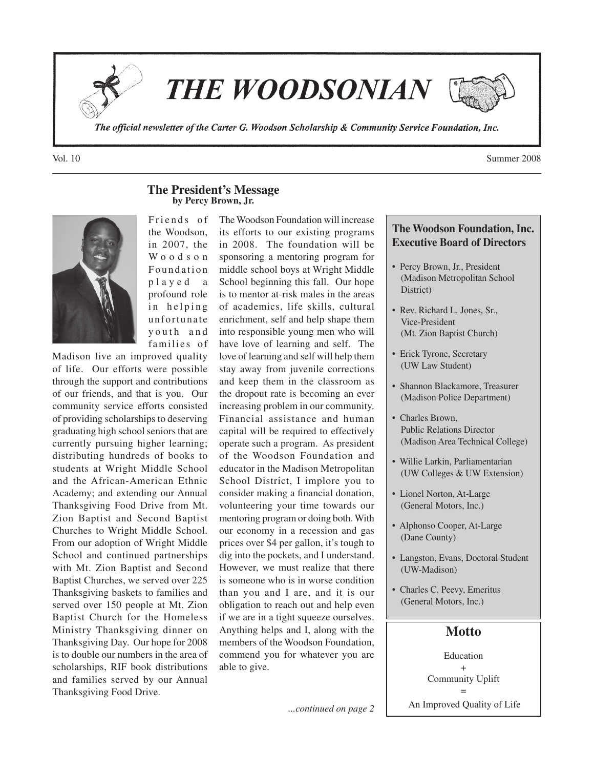# THE WOODSONIAN

*The official newsletter of the Carter G. Woodson Scholarship & Community Service Foundation, Inc.*

Vol. 10 Summer 2008

## The President's Message

**by Percy Brown, Jr.**

Friends of the Woodson, in 2007, the Woodson Foundation played a profound role in helping unfortunate youth and families of Madison live an improved quality of life. Our efforts were possible through the support and contributions of our friends, and that is you. Our community service efforts consisted of providing scholarships to deserving graduating high school seniors that are currently pursuing higher learning; distributing hundreds of books to students at Wright Middle School and the African-American Ethnic Academy; and extending our Annual Thanksgiving Food Drive from Mt. Zion Baptist and Second Baptist Churches to Wright Middle School. From our adoption of Wright Middle School and continued partnerships with Mt. Zion Baptist and Second Baptist Churches, we served over 225 Thanksgiving baskets to families and served over 150 people at Mt. Zion Baptist Church for the Homeless Ministry Thanksgiving dinner on Thanksgiving Day. Our hope for 2008 is to double our numbers in the area of scholarships, RIF book distributions and families served by our Annual Thanksgiving Food Drive.

The Woodson Foundation will increase its efforts to our existing programs in 2008. The foundation will be sponsoring a mentoring program for middle school boys at Wright Middle School beginning this fall. Our hope is to mentor at-risk males in the areas of academics, life skills, cultural enrichment, self and help shape them into responsible young men who will have love of learning and self. The love of learning and self will help them stay away from juvenile corrections and keep them in the classroom as the dropout rate is becoming an ever increasing problem in our community. Financial assistance and human capital will be required to effectively operate such a program. As president of the Woodson Foundation and educator in the Madison Metropolitan School District, I implore you to consider making a financial donation, volunteering your time towards our mentoring program or doing both. With our economy in a recession and gas prices over $4 per gallon, it's tough to dig into the pockets, and I understand. However, we must realize that there is someone who is in worse condition than you and I are, and it is our obligation to reach out and help even if we are in a tight squeeze ourselves. Anything helps and I, along with the members of the Woodson Foundation, commend you for whatever you are able to give.

*...continued on page 2*

### The Woodson Foundation, Inc. Executive Board of Directors

- Percy Brown, Jr., President (Madison Metropolitan School District)
- Rev. Richard L. Jones, Sr., Vice-President (Mt. Zion Baptist Church)
- Erick Tyrone, Secretary (UW Law Student)
- Shannon Blackamore, Treasurer (Madison Police Department)
- Charles Brown, Public Relations Director (Madison Area Technical College)
- Willie Larkin, Parliamentarian (UW Colleges & UW Extension)
- Lionel Norton, At-Large (General Motors, Inc.)
- Alphonso Cooper, At-Large (Dane County)
- Langston, Evans, Doctoral Student (UW-Madison)
- Charles C. Peevy, Emeritus (General Motors, Inc.)

### Motto

Education
+
Community Uplift
=
An Improved Quality of Life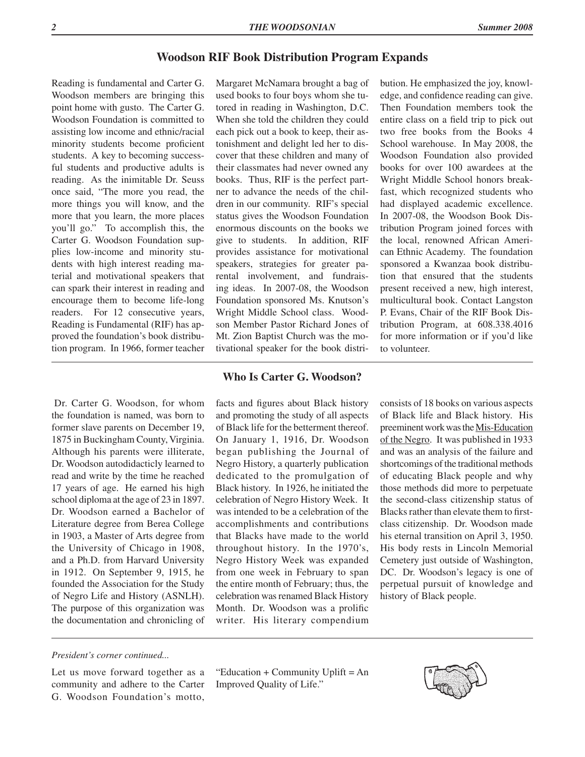## Woodson RIF Book Distribution Program Expands

Reading is fundamental and Carter G. Woodson members are bringing this point home with gusto. The Carter G. Woodson Foundation is committed to assisting low income and ethnic/racial minority students become proficient students. A key to becoming successful students and productive adults is reading. As the inimitable Dr. Seuss once said, "The more you read, the more things you will know, and the more that you learn, the more places you'll go." To accomplish this, the Carter G. Woodson Foundation supplies low-income and minority students with high interest reading material and motivational speakers that can spark their interest in reading and encourage them to become life-long readers. For 12 consecutive years, Reading is Fundamental (RIF) has approved the foundation's book distribution program. In 1966, former teacher Margaret McNamara brought a bag of used books to four boys whom she tutored in reading in Washington, D.C. When she told the children they could each pick out a book to keep, their astonishment and delight led her to discover that these children and many of their classmates had never owned any books. Thus, RIF is the perfect partner to advance the needs of the children in our community. RIF's special status gives the Woodson Foundation enormous discounts on the books we give to students. In addition, RIF provides assistance for motivational speakers, strategies for greater parental involvement, and fundraising ideas. In 2007-08, the Woodson Foundation sponsored Ms. Knutson's Wright Middle School class. Woodson Member Pastor Richard Jones of Mt. Zion Baptist Church was the motivational speaker for the book distribution. He emphasized the joy, knowledge, and confidence reading can give. Then Foundation members took the entire class on a field trip to pick out two free books from the Books 4 School warehouse. In May 2008, the Woodson Foundation also provided books for over 100 awardees at the Wright Middle School honors breakfast, which recognized students who had displayed academic excellence. In 2007-08, the Woodson Book Distribution Program joined forces with the local, renowned African American Ethnic Academy. The foundation sponsored a Kwanzaa book distribution that ensured that the students present received a new, high interest, multicultural book. Contact Langston P. Evans, Chair of the RIF Book Distribution Program, at 608.338.4016 for more information or if you'd like to volunteer.

## Who Is Carter G. Woodson?

Dr. Carter G. Woodson, for whom the foundation is named, was born to former slave parents on December 19, 1875 in Buckingham County, Virginia. Although his parents were illiterate, Dr. Woodson autodidacticly learned to read and write by the time he reached 17 years of age. He earned his high school diploma at the age of 23 in 1897. Dr. Woodson earned a Bachelor of Literature degree from Berea College in 1903, a Master of Arts degree from the University of Chicago in 1908, and a Ph.D. from Harvard University in 1912. On September 9, 1915, he founded the Association for the Study of Negro Life and History (ASNLH). The purpose of this organization was the documentation and chronicling of facts and figures about Black history and promoting the study of all aspects of Black life for the betterment thereof. On January 1, 1916, Dr. Woodson began publishing the Journal of Negro History, a quarterly publication dedicated to the promulgation of Black history. In 1926, he initiated the celebration of Negro History Week. It was intended to be a celebration of the accomplishments and contributions that Blacks have made to the world throughout history. In the 1970's, Negro History Week was expanded from one week in February to span the entire month of February; thus, the celebration was renamed Black History Month. Dr. Woodson was a prolific writer. His literary compendium consists of 18 books on various aspects of Black life and Black history. His preeminent work was the Mis-Education of the Negro. It was published in 1933 and was an analysis of the failure and shortcomings of the traditional methods of educating Black people and why those methods did more to perpetuate the second-class citizenship status of Blacks rather than elevate them to first-class citizenship. Dr. Woodson made his eternal transition on April 3, 1950. His body rests in Lincoln Memorial Cemetery just outside of Washington, DC. Dr. Woodson's legacy is one of perpetual pursuit of knowledge and history of Black people.

*President's corner continued...*

Let us move forward together as a community and adhere to the Carter G. Woodson Foundation's motto, "Education + Community Uplift = An Improved Quality of Life."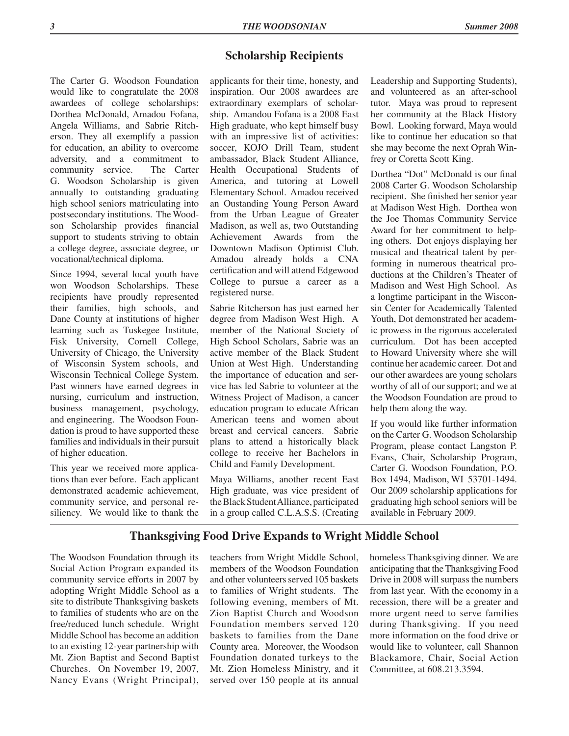## Scholarship Recipients

The Carter G. Woodson Foundation would like to congratulate the 2008 awardees of college scholarships: Dorthea McDonald, Amadou Fofana, Angela Williams, and Sabrie Ritcherson. They all exemplify a passion for education, an ability to overcome adversity, and a commitment to community service. The Carter G. Woodson Scholarship is given annually to outstanding graduating high school seniors matriculating into postsecondary institutions. The Woodson Scholarship provides financial support to students striving to obtain a college degree, associate degree, or vocational/technical diploma.

Since 1994, several local youth have won Woodson Scholarships. These recipients have proudly represented their families, high schools, and Dane County at institutions of higher learning such as Tuskegee Institute, Fisk University, Cornell College, University of Chicago, the University of Wisconsin System schools, and Wisconsin Technical College System. Past winners have earned degrees in nursing, curriculum and instruction, business management, psychology, and engineering. The Woodson Foundation is proud to have supported these families and individuals in their pursuit of higher education.

This year we received more applications than ever before. Each applicant demonstrated academic achievement, community service, and personal resiliency. We would like to thank the applicants for their time, honesty, and inspiration. Our 2008 awardees are extraordinary exemplars of scholarship. Amandou Fofana is a 2008 East High graduate, who kept himself busy with an impressive list of activities: soccer, KOJO Drill Team, student ambassador, Black Student Alliance, Health Occupational Students of America, and tutoring at Lowell Elementary School. Amadou received an Oustanding Young Person Award from the Urban League of Greater Madison, as well as, two Outstanding Achievement Awards from the Downtown Madison Optimist Club. Amadou already holds a CNA certification and will attend Edgewood College to pursue a career as a registered nurse.

Sabrie Ritcherson has just earned her degree from Madison West High. A member of the National Society of High School Scholars, Sabrie was an active member of the Black Student Union at West High. Understanding the importance of education and service has led Sabrie to volunteer at the Witness Project of Madison, a cancer education program to educate African American teens and women about breast and cervical cancers. Sabrie plans to attend a historically black college to receive her Bachelors in Child and Family Development.

Maya Williams, another recent East High graduate, was vice president of the Black Student Alliance, participated in a group called C.L.A.S.S. (Creating Leadership and Supporting Students), and volunteered as an after-school tutor. Maya was proud to represent her community at the Black History Bowl. Looking forward, Maya would like to continue her education so that she may become the next Oprah Winfrey or Coretta Scott King.

Dorthea "Dot" McDonald is our final 2008 Carter G. Woodson Scholarship recipient. She finished her senior year at Madison West High. Dorthea won the Joe Thomas Community Service Award for her commitment to helping others. Dot enjoys displaying her musical and theatrical talent by performing in numerous theatrical productions at the Children's Theater of Madison and West High School. As a longtime participant in the Wisconsin Center for Academically Talented Youth, Dot demonstrated her academic prowess in the rigorous accelerated curriculum. Dot has been accepted to Howard University where she will continue her academic career. Dot and our other awardees are young scholars worthy of all of our support; and we at the Woodson Foundation are proud to help them along the way.

If you would like further information on the Carter G. Woodson Scholarship Program, please contact Langston P. Evans, Chair, Scholarship Program, Carter G. Woodson Foundation, P.O. Box 1494, Madison, WI 53701-1494. Our 2009 scholarship applications for graduating high school seniors will be available in February 2009.

## Thanksgiving Food Drive Expands to Wright Middle School

The Woodson Foundation through its Social Action Program expanded its community service efforts in 2007 by adopting Wright Middle School as a site to distribute Thanksgiving baskets to families of students who are on the free/reduced lunch schedule. Wright Middle School has become an addition to an existing 12-year partnership with Mt. Zion Baptist and Second Baptist Churches. On November 19, 2007, Nancy Evans (Wright Principal), teachers from Wright Middle School, members of the Woodson Foundation and other volunteers served 105 baskets to families of Wright students. The following evening, members of Mt. Zion Baptist Church and Woodson Foundation members served 120 baskets to families from the Dane County area. Moreover, the Woodson Foundation donated turkeys to the Mt. Zion Homeless Ministry, and it served over 150 people at its annual homeless Thanksgiving dinner. We are anticipating that the Thanksgiving Food Drive in 2008 will surpass the numbers from last year. With the economy in a recession, there will be a greater and more urgent need to serve families during Thanksgiving. If you need more information on the food drive or would like to volunteer, call Shannon Blackamore, Chair, Social Action Committee, at 608.213.3594.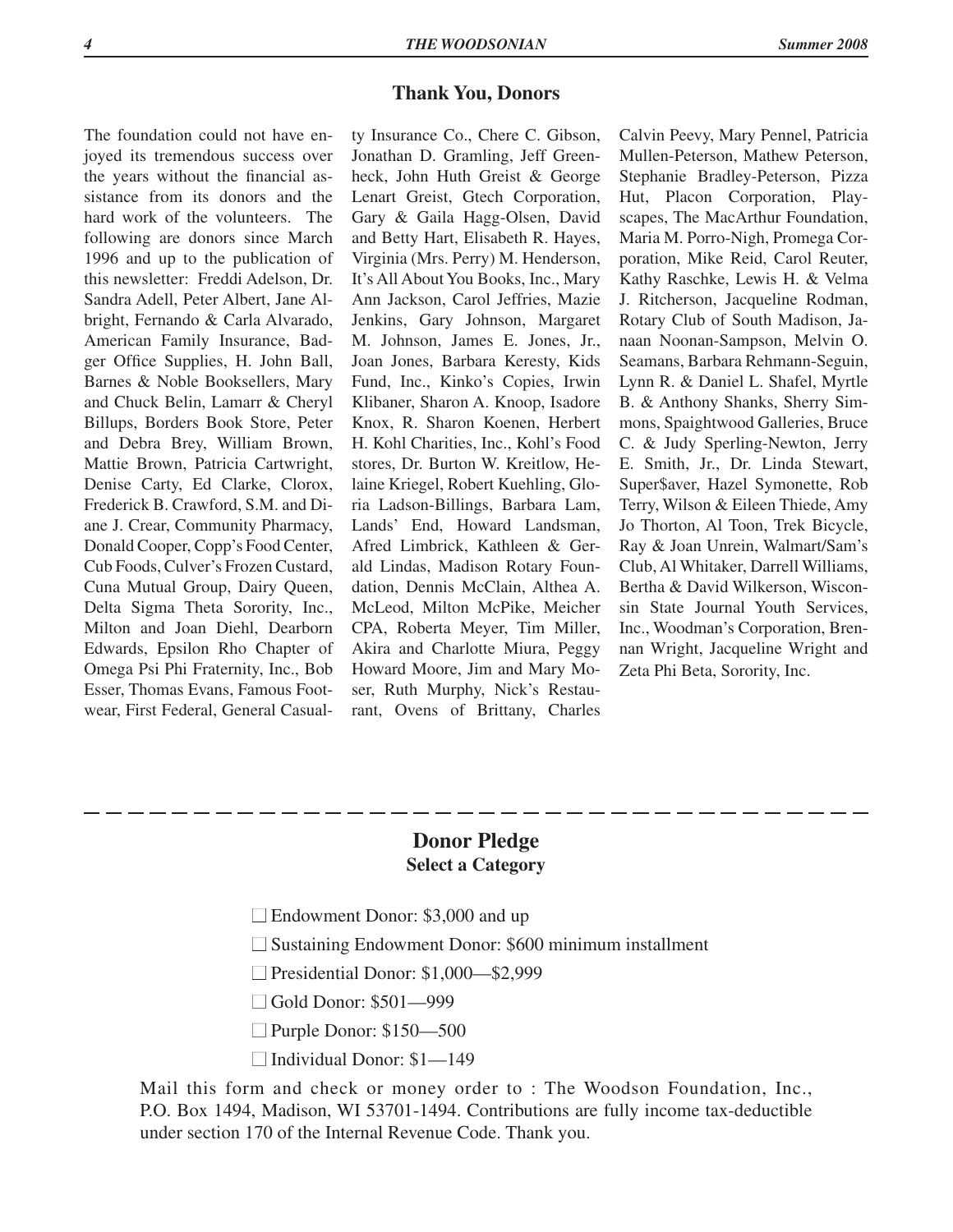## Thank You, Donors

The foundation could not have enjoyed its tremendous success over the years without the financial assistance from its donors and the hard work of the volunteers. The following are donors since March 1996 and up to the publication of this newsletter: Freddi Adelson, Dr. Sandra Adell, Peter Albert, Jane Albright, Fernando & Carla Alvarado, American Family Insurance, Badger Office Supplies, H. John Ball, Barnes & Noble Booksellers, Mary and Chuck Belin, Lamarr & Cheryl Billups, Borders Book Store, Peter and Debra Brey, William Brown, Mattie Brown, Patricia Cartwright, Denise Carty, Ed Clarke, Clorox, Frederick B. Crawford, S.M. and Diane J. Crear, Community Pharmacy, Donald Cooper, Copp's Food Center, Cub Foods, Culver's Frozen Custard, Cuna Mutual Group, Dairy Queen, Delta Sigma Theta Sorority, Inc., Milton and Joan Diehl, Dearborn Edwards, Epsilon Rho Chapter of Omega Psi Phi Fraternity, Inc., Bob Esser, Thomas Evans, Famous Footwear, First Federal, General Casualty Insurance Co., Chere C. Gibson, Jonathan D. Gramling, Jeff Greenheck, John Huth Greist & George Lenart Greist, Gtech Corporation, Gary & Gaila Hagg-Olsen, David and Betty Hart, Elisabeth R. Hayes, Virginia (Mrs. Perry) M. Henderson, It's All About You Books, Inc., Mary Ann Jackson, Carol Jeffries, Mazie Jenkins, Gary Johnson, Margaret M. Johnson, James E. Jones, Jr., Joan Jones, Barbara Keresty, Kids Fund, Inc., Kinko's Copies, Irwin Klibaner, Sharon A. Knoop, Isadore Knox, R. Sharon Koenen, Herbert H. Kohl Charities, Inc., Kohl's Food stores, Dr. Burton W. Kreitlow, Helaine Kriegel, Robert Kuehling, Gloria Ladson-Billings, Barbara Lam, Lands' End, Howard Landsman, Afred Limbrick, Kathleen & Gerald Lindas, Madison Rotary Foundation, Dennis McClain, Althea A. McLeod, Milton McPike, Meicher CPA, Roberta Meyer, Tim Miller, Akira and Charlotte Miura, Peggy Howard Moore, Jim and Mary Moser, Ruth Murphy, Nick's Restaurant, Ovens of Brittany, Charles Calvin Peevy, Mary Pennel, Patricia Mullen-Peterson, Mathew Peterson, Stephanie Bradley-Peterson, Pizza Hut, Placon Corporation, Playscapes, The MacArthur Foundation, Maria M. Porro-Nigh, Promega Corporation, Mike Reid, Carol Reuter, Kathy Raschke, Lewis H. & Velma J. Ritcherson, Jacqueline Rodman, Rotary Club of South Madison, Janaan Noonan-Sampson, Melvin O. Seamans, Barbara Rehmann-Seguin, Lynn R. & Daniel L. Shafel, Myrtle B. & Anthony Shanks, Sherry Simmons, Spaightwood Galleries, Bruce C. & Judy Sperling-Newton, Jerry E. Smith, Jr., Dr. Linda Stewart, Super$aver, Hazel Symonette, Rob Terry, Wilson & Eileen Thiede, Amy Jo Thorton, Al Toon, Trek Bicycle, Ray & Joan Unrein, Walmart/Sam's Club, Al Whitaker, Darrell Williams, Bertha & David Wilkerson, Wisconsin State Journal Youth Services, Inc., Woodman's Corporation, Brennan Wright, Jacqueline Wright and Zeta Phi Beta, Sorority, Inc.

---

## Donor Pledge

### Select a Category

- ☐ Endowment Donor: $3,000 and up
- ☐ Sustaining Endowment Donor: $600 minimum installment
- ☐ Presidential Donor: $1,000—$2,999
- ☐ Gold Donor: $501—999
- ☐ Purple Donor: $150—500
- ☐ Individual Donor: $1—149

Mail this form and check or money order to : The Woodson Foundation, Inc., P.O. Box 1494, Madison, WI 53701-1494. Contributions are fully income tax-deductible under section 170 of the Internal Revenue Code. Thank you.